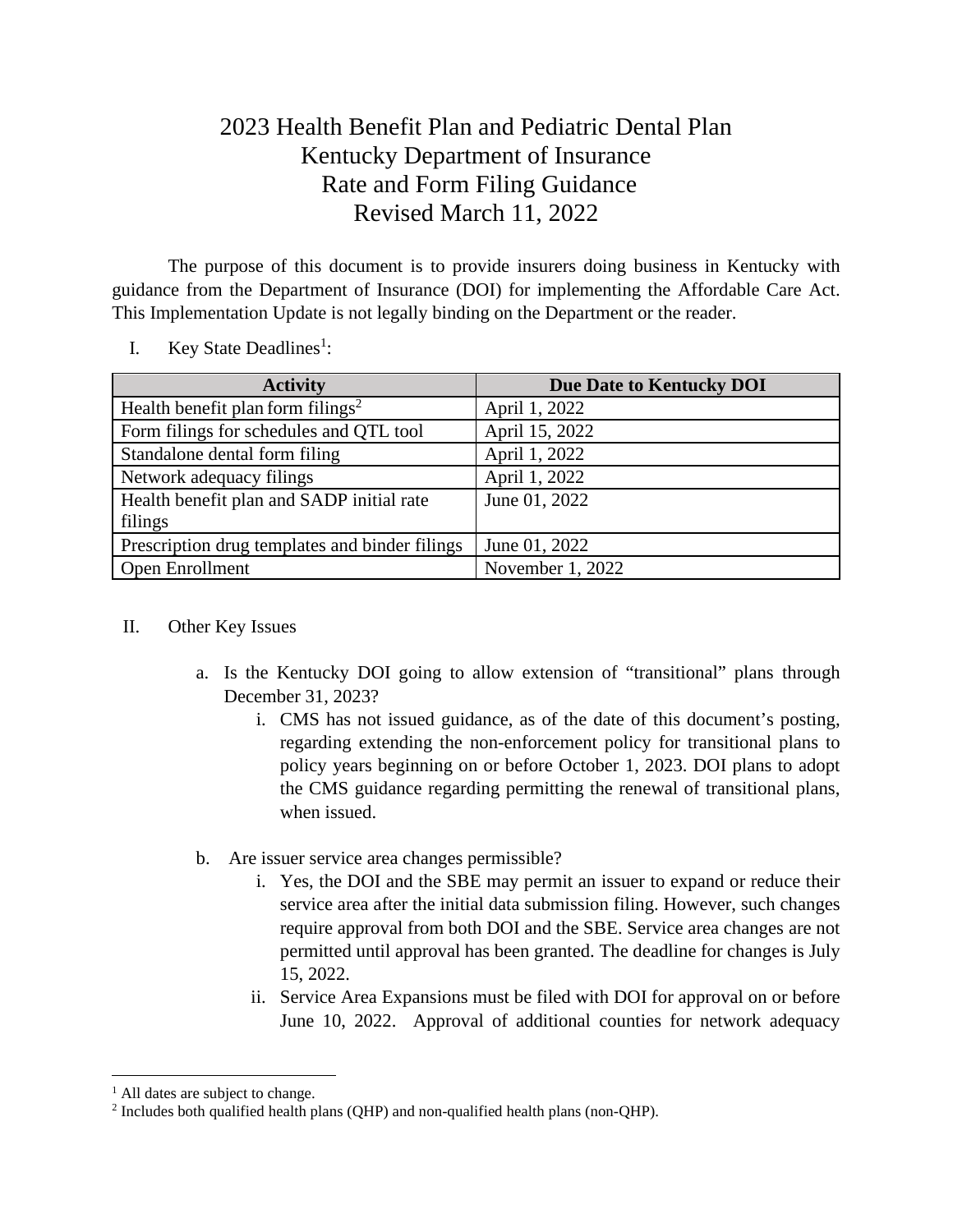# 2023 Health Benefit Plan and Pediatric Dental Plan
# Kentucky Department of Insurance
# Rate and Form Filing Guidance
# Revised March 11, 2022

The purpose of this document is to provide insurers doing business in Kentucky with guidance from the Department of Insurance (DOI) for implementing the Affordable Care Act. This Implementation Update is not legally binding on the Department or the reader.

I. Key State Deadlines[1]:

| Activity | Due Date to Kentucky DOI |
|---|---|
| Health benefit plan form filings[2] | April 1, 2022 |
| Form filings for schedules and QTL tool | April 15, 2022 |
| Standalone dental form filing | April 1, 2022 |
| Network adequacy filings | April 1, 2022 |
| Health benefit plan and SADP initial rate filings | June 01, 2022 |
| Prescription drug templates and binder filings | June 01, 2022 |
| Open Enrollment | November 1, 2022 |

II. Other Key Issues

a. Is the Kentucky DOI going to allow extension of "transitional" plans through December 31, 2023?
   i. CMS has not issued guidance, as of the date of this document's posting, regarding extending the non-enforcement policy for transitional plans to policy years beginning on or before October 1, 2023. DOI plans to adopt the CMS guidance regarding permitting the renewal of transitional plans, when issued.

b. Are issuer service area changes permissible?
   i. Yes, the DOI and the SBE may permit an issuer to expand or reduce their service area after the initial data submission filing. However, such changes require approval from both DOI and the SBE. Service area changes are not permitted until approval has been granted. The deadline for changes is July 15, 2022.
   ii. Service Area Expansions must be filed with DOI for approval on or before June 10, 2022. Approval of additional counties for network adequacy

[1] All dates are subject to change.

[2] Includes both qualified health plans (QHP) and non-qualified health plans (non-QHP).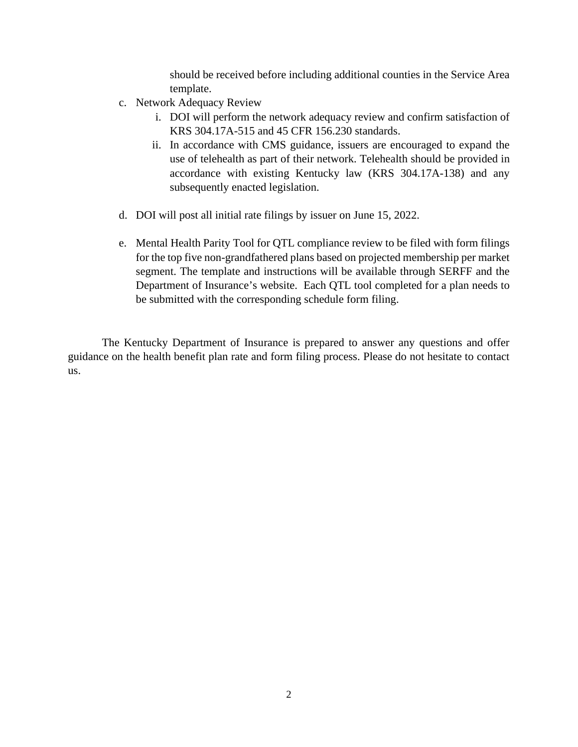should be received before including additional counties in the Service Area template.

c. Network Adequacy Review
    i. DOI will perform the network adequacy review and confirm satisfaction of KRS 304.17A-515 and 45 CFR 156.230 standards.
    ii. In accordance with CMS guidance, issuers are encouraged to expand the use of telehealth as part of their network. Telehealth should be provided in accordance with existing Kentucky law (KRS 304.17A-138) and any subsequently enacted legislation.

d. DOI will post all initial rate filings by issuer on June 15, 2022.

e. Mental Health Parity Tool for QTL compliance review to be filed with form filings for the top five non-grandfathered plans based on projected membership per market segment. The template and instructions will be available through SERFF and the Department of Insurance's website. Each QTL tool completed for a plan needs to be submitted with the corresponding schedule form filing.

The Kentucky Department of Insurance is prepared to answer any questions and offer guidance on the health benefit plan rate and form filing process. Please do not hesitate to contact us.